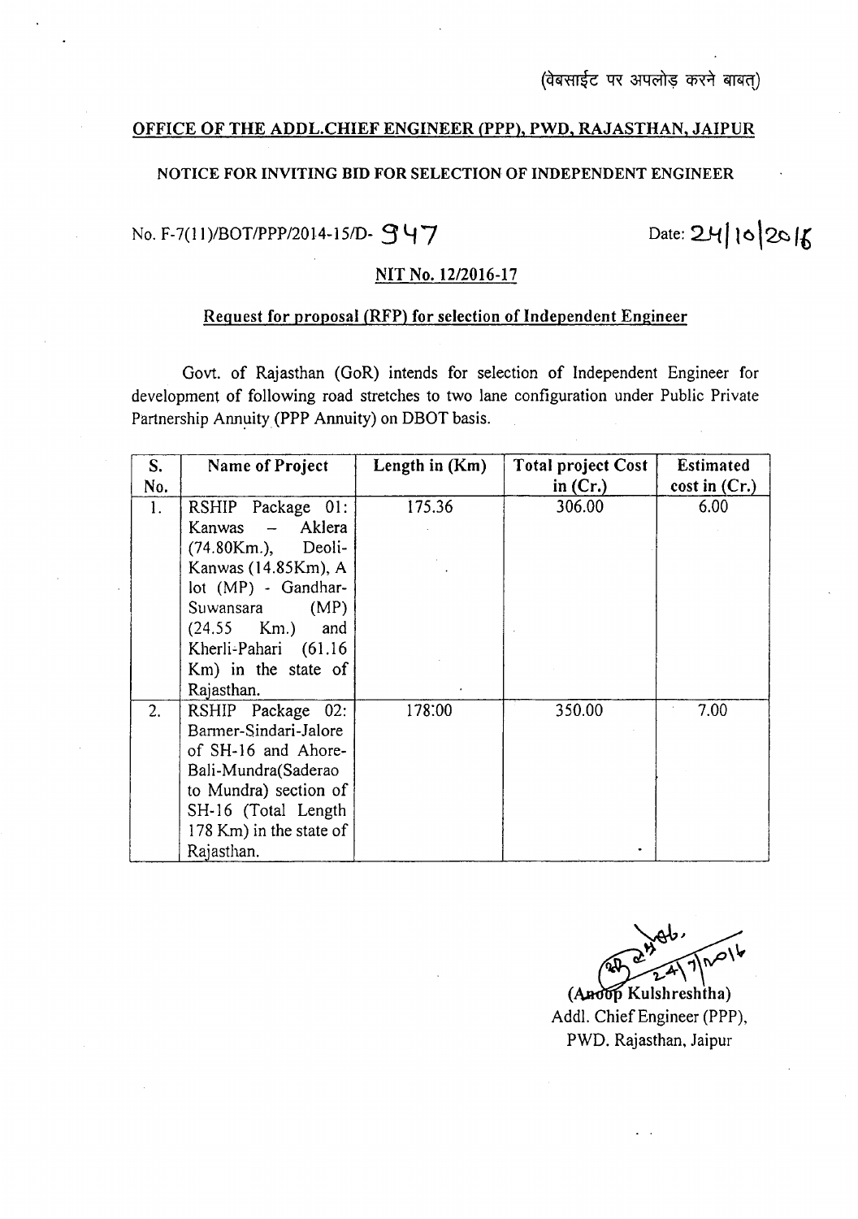(वेबसाईट पर अपलोड़ करने बाबत्)

**OFFICE OF THE ADDL.CHIEF ENGINEER (PPP), PWD, RAJASTHAN, JAIPUR**

**NOTICE FOR INVITING BID FOR SELECTION OF INDEPENDENT ENGINEER**

No. F-7(11)/BOT/PPP/2014-15/D- 947 Date: 24|10|2016

**NIT No. 12/2016-17**

**Request for proposal (RFP) for selection of Independent Engineer**

Govt. of Rajasthan (GoR) intends for selection of Independent Engineer for development of following road stretches to two lane configuration under Public Private Partnership Annuity (PPP Annuity) on DBOT basis.

| S. No. | Name of Project | Length in (Km) | Total project Cost in (Cr.) | Estimated cost in (Cr.) |
|---|---|---|---|---|
| 1. | RSHIP Package 01: Kanwas – Aklera (74.80Km.), Deoli-Kanwas (14.85Km), A lot (MP) - Gandhar-Suwansara (MP) (24.55 Km.) and Kherli-Pahari (61.16 Km) in the state of Rajasthan. | 175.36 | 306.00 | 6.00 |
| 2. | RSHIP Package 02: Barmer-Sindari-Jalore of SH-16 and Ahore-Bali-Mundra(Saderao to Mundra) section of SH-16 (Total Length 178 Km) in the state of Rajasthan. | 178.00 | 350.00 | 7.00 |

(Anoop Kulshreshtha)
Addl. Chief Engineer (PPP),
PWD. Rajasthan, Jaipur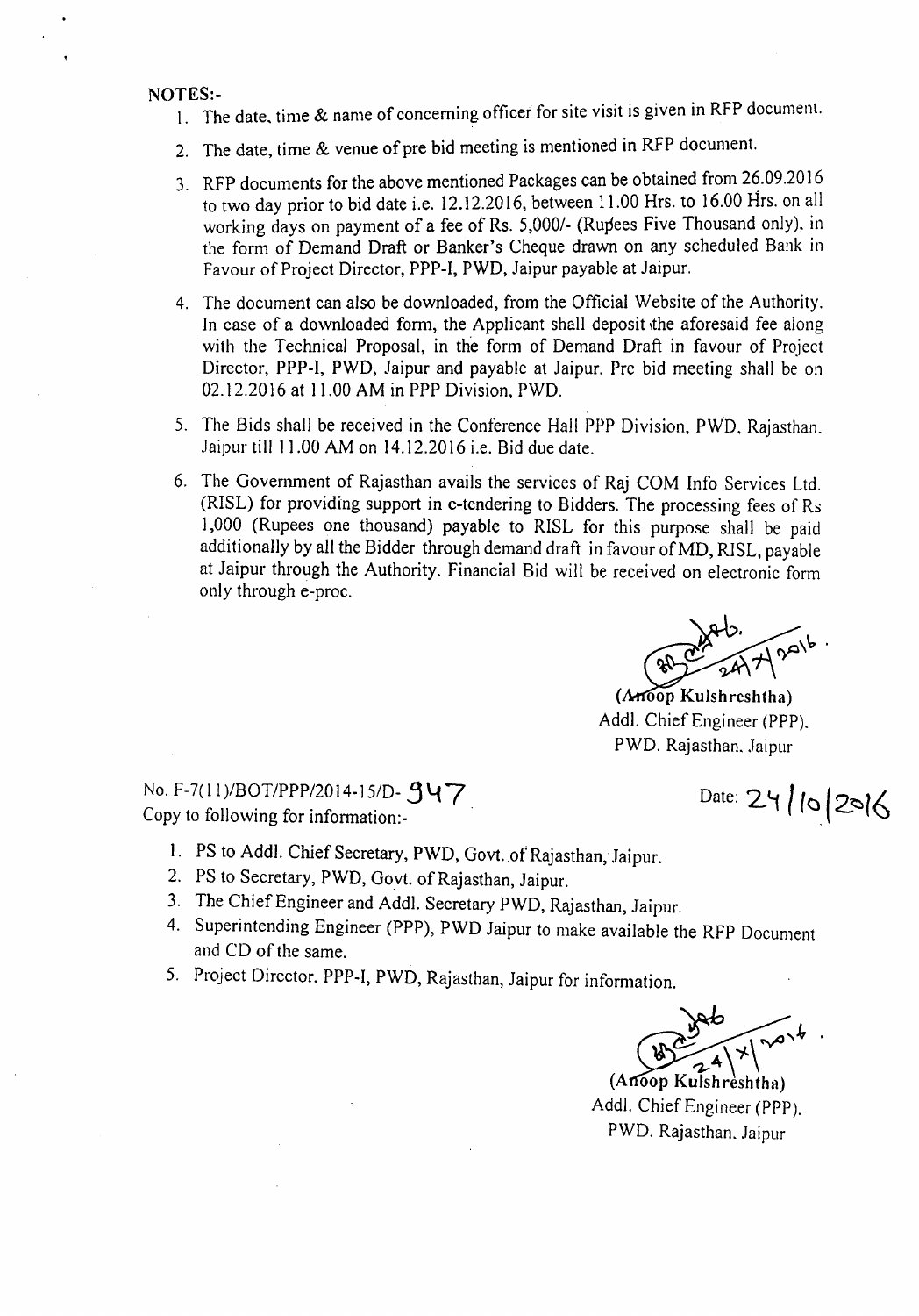**NOTES:-**

1. The date, time & name of concerning officer for site visit is given in RFP document.
2. The date, time & venue of pre bid meeting is mentioned in RFP document.
3. RFP documents for the above mentioned Packages can be obtained from 26.09.2016 to two day prior to bid date i.e. 12.12.2016, between 11.00 Hrs. to 16.00 Hrs. on all working days on payment of a fee of Rs. 5,000/- (Rupees Five Thousand only), in the form of Demand Draft or Banker's Cheque drawn on any scheduled Bank in Favour of Project Director, PPP-I, PWD, Jaipur payable at Jaipur.
4. The document can also be downloaded, from the Official Website of the Authority. In case of a downloaded form, the Applicant shall deposit the aforesaid fee along with the Technical Proposal, in the form of Demand Draft in favour of Project Director, PPP-I, PWD, Jaipur and payable at Jaipur. Pre bid meeting shall be on 02.12.2016 at 11.00 AM in PPP Division, PWD.
5. The Bids shall be received in the Conference Hall PPP Division, PWD, Rajasthan, Jaipur till 11.00 AM on 14.12.2016 i.e. Bid due date.
6. The Government of Rajasthan avails the services of Raj COM Info Services Ltd. (RISL) for providing support in e-tendering to Bidders. The processing fees of Rs 1,000 (Rupees one thousand) payable to RISL for this purpose shall be paid additionally by all the Bidder through demand draft in favour of MD, RISL, payable at Jaipur through the Authority. Financial Bid will be received on electronic form only through e-proc.

(Anoop Kulshreshtha)
Addl. Chief Engineer (PPP),
PWD, Rajasthan, Jaipur

No. F-7(11)/BOT/PPP/2014-15/D- 947

Date: 24/10/2016

Copy to following for information:-

1. PS to Addl. Chief Secretary, PWD, Govt. of Rajasthan, Jaipur.
2. PS to Secretary, PWD, Govt. of Rajasthan, Jaipur.
3. The Chief Engineer and Addl. Secretary PWD, Rajasthan, Jaipur.
4. Superintending Engineer (PPP), PWD Jaipur to make available the RFP Document and CD of the same.
5. Project Director, PPP-I, PWD, Rajasthan, Jaipur for information.

(Anoop Kulshreshtha)
Addl. Chief Engineer (PPP),
PWD, Rajasthan, Jaipur